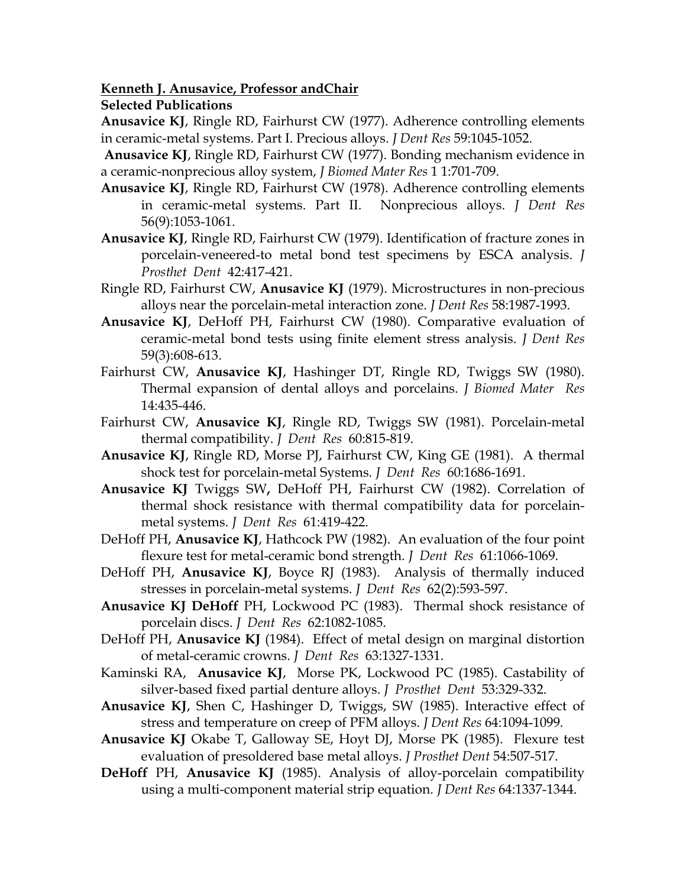**Kenneth J. Anusavice, Professor andChair**

**Selected Publications**

**Anusavice KJ**, Ringle RD, Fairhurst CW (1977). Adherence controlling elements in ceramic-metal systems. Part I. Precious alloys. *J Dent Res* 59:1045-1052.

**Anusavice KJ**, Ringle RD, Fairhurst CW (1977). Bonding mechanism evidence in a ceramic-nonprecious alloy system, *J Biomed Mater Res* 1 1:701-709.

**Anusavice KJ**, Ringle RD, Fairhurst CW (1978). Adherence controlling elements in ceramic-metal systems. Part II. Nonprecious alloys. *J Dent Res* 56(9):1053-1061.

**Anusavice KJ**, Ringle RD, Fairhurst CW (1979). Identification of fracture zones in porcelain-veneered-to metal bond test specimens by ESCA analysis. *J Prosthet Dent* 42:417-421.

Ringle RD, Fairhurst CW, **Anusavice KJ** (1979). Microstructures in non-precious alloys near the porcelain-metal interaction zone. *J Dent Res* 58:1987-1993.

**Anusavice KJ**, DeHoff PH, Fairhurst CW (1980). Comparative evaluation of ceramic-metal bond tests using finite element stress analysis. *J Dent Res* 59(3):608-613.

Fairhurst CW, **Anusavice KJ**, Hashinger DT, Ringle RD, Twiggs SW (1980). Thermal expansion of dental alloys and porcelains. *J Biomed Mater Res* 14:435-446.

Fairhurst CW, **Anusavice KJ**, Ringle RD, Twiggs SW (1981). Porcelain-metal thermal compatibility. *J Dent Res* 60:815-819.

**Anusavice KJ**, Ringle RD, Morse PJ, Fairhurst CW, King GE (1981). A thermal shock test for porcelain-metal Systems. *J Dent Res* 60:1686-1691.

**Anusavice KJ** Twiggs SW**,** DeHoff PH, Fairhurst CW (1982). Correlation of thermal shock resistance with thermal compatibility data for porcelain-metal systems. *J Dent Res* 61:419-422.

DeHoff PH, **Anusavice KJ**, Hathcock PW (1982). An evaluation of the four point flexure test for metal-ceramic bond strength. *J Dent Res* 61:1066-1069.

DeHoff PH, **Anusavice KJ**, Boyce RJ (1983). Analysis of thermally induced stresses in porcelain-metal systems. *J Dent Res* 62(2):593-597.

**Anusavice KJ DeHoff** PH, Lockwood PC (1983). Thermal shock resistance of porcelain discs. *J Dent Res* 62:1082-1085.

DeHoff PH, **Anusavice KJ** (1984). Effect of metal design on marginal distortion of metal-ceramic crowns. *J Dent Res* 63:1327-1331.

Kaminski RA, **Anusavice KJ**, Morse PK, Lockwood PC (1985). Castability of silver-based fixed partial denture alloys. *J Prosthet Dent* 53:329-332.

**Anusavice KJ**, Shen C, Hashinger D, Twiggs, SW (1985). Interactive effect of stress and temperature on creep of PFM alloys. *J Dent Res* 64:1094-1099.

**Anusavice KJ** Okabe T, Galloway SE, Hoyt DJ, Morse PK (1985). Flexure test evaluation of presoldered base metal alloys. *J Prosthet Dent* 54:507-517.

**DeHoff** PH, **Anusavice KJ** (1985). Analysis of alloy-porcelain compatibility using a multi-component material strip equation. *J Dent Res* 64:1337-1344.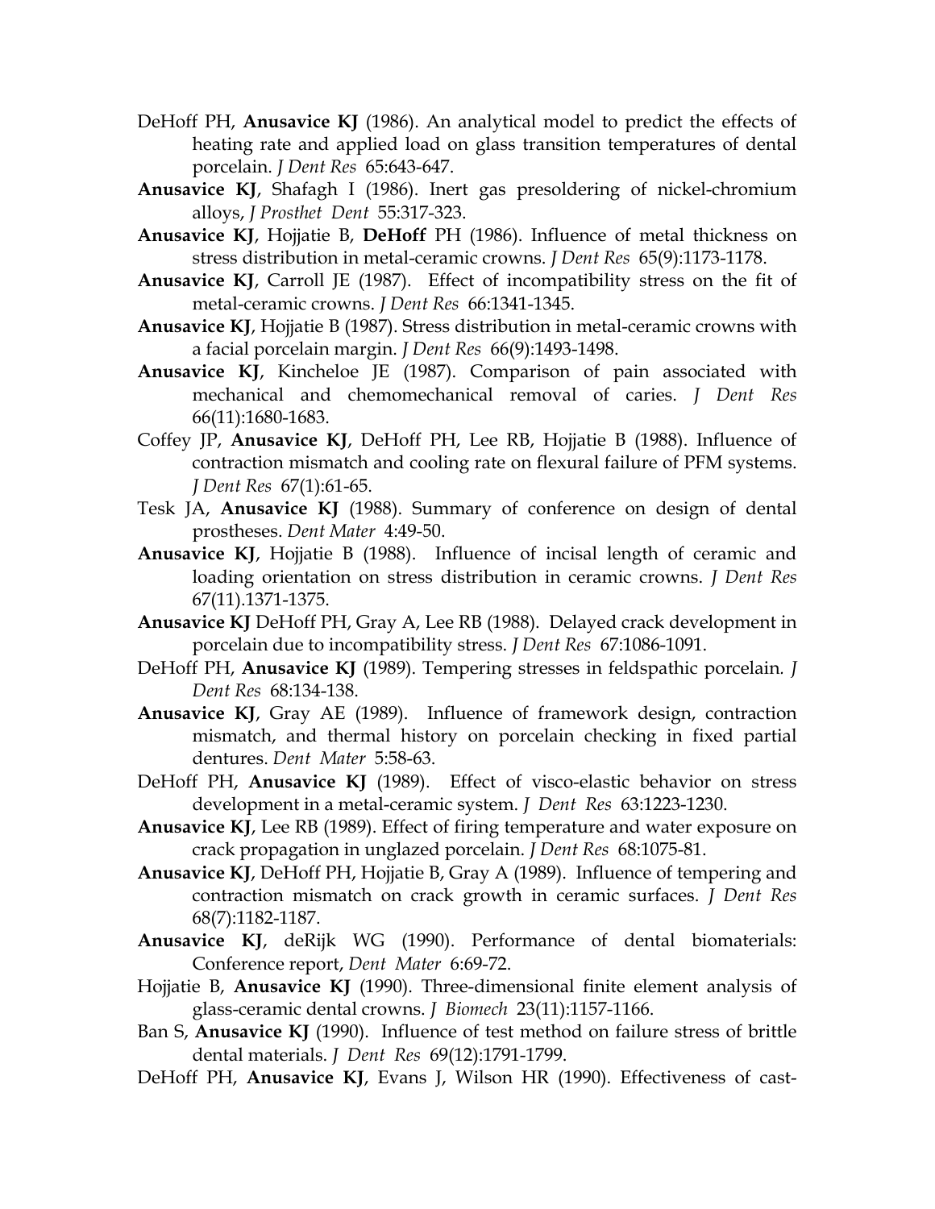DeHoff PH, **Anusavice KJ** (1986). An analytical model to predict the effects of heating rate and applied load on glass transition temperatures of dental porcelain. *J Dent Res* 65:643-647.

**Anusavice KJ**, Shafagh I (1986). Inert gas presoldering of nickel-chromium alloys, *J Prosthet Dent* 55:317-323.

**Anusavice KJ**, Hojjatie B, **DeHoff** PH (1986). Influence of metal thickness on stress distribution in metal-ceramic crowns. *J Dent Res* 65(9):1173-1178.

**Anusavice KJ**, Carroll JE (1987). Effect of incompatibility stress on the fit of metal-ceramic crowns. *J Dent Res* 66:1341-1345.

**Anusavice KJ**, Hojjatie B (1987). Stress distribution in metal-ceramic crowns with a facial porcelain margin. *J Dent Res* 66(9):1493-1498.

**Anusavice KJ**, Kincheloe JE (1987). Comparison of pain associated with mechanical and chemomechanical removal of caries. *J Dent Res* 66(11):1680-1683.

Coffey JP, **Anusavice KJ**, DeHoff PH, Lee RB, Hojjatie B (1988). Influence of contraction mismatch and cooling rate on flexural failure of PFM systems. *J Dent Res* 67(1):61-65.

Tesk JA, **Anusavice KJ** (1988). Summary of conference on design of dental prostheses. *Dent Mater* 4:49-50.

**Anusavice KJ**, Hojjatie B (1988). Influence of incisal length of ceramic and loading orientation on stress distribution in ceramic crowns. *J Dent Res* 67(11).1371-1375.

**Anusavice KJ** DeHoff PH, Gray A, Lee RB (1988). Delayed crack development in porcelain due to incompatibility stress. *J Dent Res* 67:1086-1091.

DeHoff PH, **Anusavice KJ** (1989). Tempering stresses in feldspathic porcelain. *J Dent Res* 68:134-138.

**Anusavice KJ**, Gray AE (1989). Influence of framework design, contraction mismatch, and thermal history on porcelain checking in fixed partial dentures. *Dent Mater* 5:58-63.

DeHoff PH, **Anusavice KJ** (1989). Effect of visco-elastic behavior on stress development in a metal-ceramic system. *J Dent Res* 63:1223-1230.

**Anusavice KJ**, Lee RB (1989). Effect of firing temperature and water exposure on crack propagation in unglazed porcelain. *J Dent Res* 68:1075-81.

**Anusavice KJ**, DeHoff PH, Hojjatie B, Gray A (1989). Influence of tempering and contraction mismatch on crack growth in ceramic surfaces. *J Dent Res* 68(7):1182-1187.

**Anusavice KJ**, deRijk WG (1990). Performance of dental biomaterials: Conference report, *Dent Mater* 6:69-72.

Hojjatie B, **Anusavice KJ** (1990). Three-dimensional finite element analysis of glass-ceramic dental crowns. *J Biomech* 23(11):1157-1166.

Ban S, **Anusavice KJ** (1990). Influence of test method on failure stress of brittle dental materials. *J Dent Res* 69(12):1791-1799.

DeHoff PH, **Anusavice KJ**, Evans J, Wilson HR (1990). Effectiveness of cast-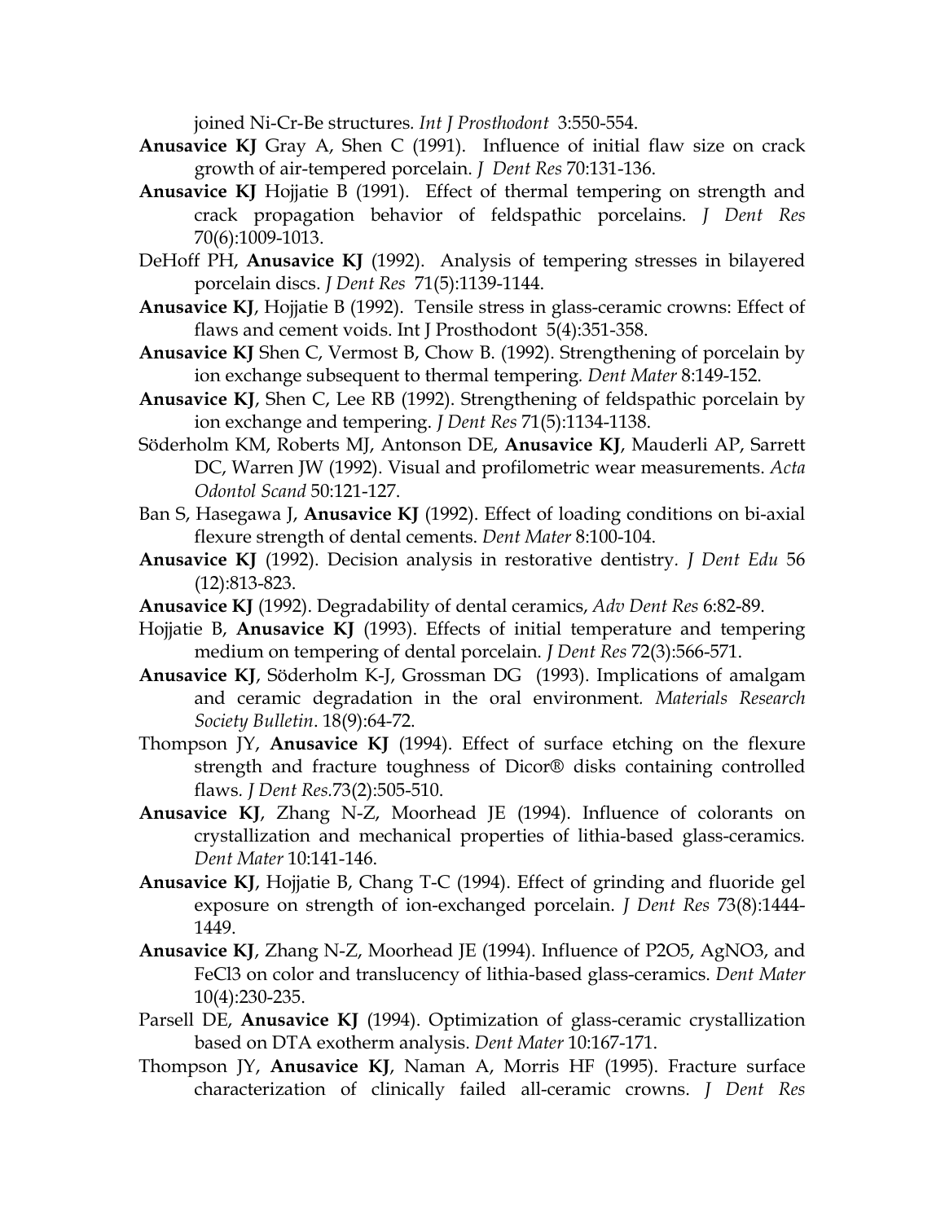joined Ni-Cr-Be structures. *Int J Prosthodont* 3:550-554.

**Anusavice KJ** Gray A, Shen C (1991). Influence of initial flaw size on crack growth of air-tempered porcelain. *J Dent Res* 70:131-136.

**Anusavice KJ** Hojjatie B (1991). Effect of thermal tempering on strength and crack propagation behavior of feldspathic porcelains. *J Dent Res* 70(6):1009-1013.

DeHoff PH, **Anusavice KJ** (1992). Analysis of tempering stresses in bilayered porcelain discs. *J Dent Res* 71(5):1139-1144.

**Anusavice KJ**, Hojjatie B (1992). Tensile stress in glass-ceramic crowns: Effect of flaws and cement voids. Int J Prosthodont 5(4):351-358.

**Anusavice KJ** Shen C, Vermost B, Chow B. (1992). Strengthening of porcelain by ion exchange subsequent to thermal tempering. *Dent Mater* 8:149-152.

**Anusavice KJ**, Shen C, Lee RB (1992). Strengthening of feldspathic porcelain by ion exchange and tempering. *J Dent Res* 71(5):1134-1138.

Söderholm KM, Roberts MJ, Antonson DE, **Anusavice KJ**, Mauderli AP, Sarrett DC, Warren JW (1992). Visual and profilometric wear measurements. *Acta Odontol Scand* 50:121-127.

Ban S, Hasegawa J, **Anusavice KJ** (1992). Effect of loading conditions on bi-axial flexure strength of dental cements. *Dent Mater* 8:100-104.

**Anusavice KJ** (1992). Decision analysis in restorative dentistry. *J Dent Edu* 56 (12):813-823.

**Anusavice KJ** (1992). Degradability of dental ceramics, *Adv Dent Res* 6:82-89.

Hojjatie B, **Anusavice KJ** (1993). Effects of initial temperature and tempering medium on tempering of dental porcelain. *J Dent Res* 72(3):566-571.

**Anusavice KJ**, Söderholm K-J, Grossman DG (1993). Implications of amalgam and ceramic degradation in the oral environment. *Materials Research Society Bulletin*. 18(9):64-72.

Thompson JY, **Anusavice KJ** (1994). Effect of surface etching on the flexure strength and fracture toughness of Dicor® disks containing controlled flaws. *J Dent Res*.73(2):505-510.

**Anusavice KJ**, Zhang N-Z, Moorhead JE (1994). Influence of colorants on crystallization and mechanical properties of lithia-based glass-ceramics. *Dent Mater* 10:141-146.

**Anusavice KJ**, Hojjatie B, Chang T-C (1994). Effect of grinding and fluoride gel exposure on strength of ion-exchanged porcelain. *J Dent Res* 73(8):1444-1449.

**Anusavice KJ**, Zhang N-Z, Moorhead JE (1994). Influence of $P_2O_5$, $AgNO_3$, and $FeCl_3$ on color and translucency of lithia-based glass-ceramics. *Dent Mater* 10(4):230-235.

Parsell DE, **Anusavice KJ** (1994). Optimization of glass-ceramic crystallization based on DTA exotherm analysis. *Dent Mater* 10:167-171.

Thompson JY, **Anusavice KJ**, Naman A, Morris HF (1995). Fracture surface characterization of clinically failed all-ceramic crowns. *J Dent Res*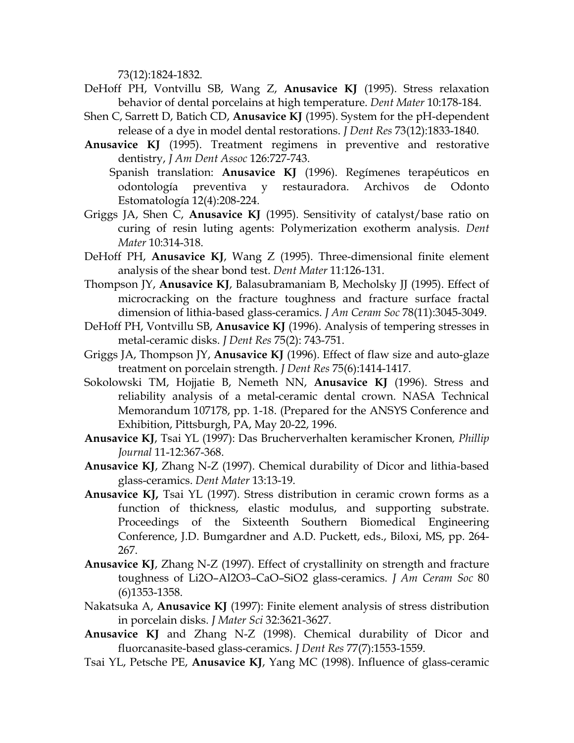73(12):1824-1832.

DeHoff PH, Vontvillu SB, Wang Z, **Anusavice KJ** (1995). Stress relaxation behavior of dental porcelains at high temperature. *Dent Mater* 10:178-184.

Shen C, Sarrett D, Batich CD, **Anusavice KJ** (1995). System for the pH-dependent release of a dye in model dental restorations. *J Dent Res* 73(12):1833-1840.

**Anusavice KJ** (1995). Treatment regimens in preventive and restorative dentistry, *J Am Dent Assoc* 126:727-743.

Spanish translation: **Anusavice KJ** (1996). Regímenes terapéuticos en odontología preventiva y restauradora. Archivos de Odonto Estomatología 12(4):208-224.

Griggs JA, Shen C, **Anusavice KJ** (1995). Sensitivity of catalyst/base ratio on curing of resin luting agents: Polymerization exotherm analysis. *Dent Mater* 10:314-318.

DeHoff PH, **Anusavice KJ**, Wang Z (1995). Three-dimensional finite element analysis of the shear bond test. *Dent Mater* 11:126-131.

Thompson JY, **Anusavice KJ**, Balasubramaniam B, Mecholsky JJ (1995). Effect of microcracking on the fracture toughness and fracture surface fractal dimension of lithia-based glass-ceramics. *J Am Ceram Soc* 78(11):3045-3049.

DeHoff PH, Vontvillu SB, **Anusavice KJ** (1996). Analysis of tempering stresses in metal-ceramic disks. *J Dent Res* 75(2): 743-751.

Griggs JA, Thompson JY, **Anusavice KJ** (1996). Effect of flaw size and auto-glaze treatment on porcelain strength. *J Dent Res* 75(6):1414-1417.

Sokolowski TM, Hojjatie B, Nemeth NN, **Anusavice KJ** (1996). Stress and reliability analysis of a metal-ceramic dental crown. NASA Technical Memorandum 107178, pp. 1-18. (Prepared for the ANSYS Conference and Exhibition, Pittsburgh, PA, May 20-22, 1996.

**Anusavice KJ**, Tsai YL (1997): Das Brucherverhalten keramischer Kronen*, Phillip Journal* 11-12:367-368.

**Anusavice KJ**, Zhang N-Z (1997). Chemical durability of Dicor and lithia-based glass-ceramics. *Dent Mater* 13:13-19.

**Anusavice KJ,** Tsai YL (1997). Stress distribution in ceramic crown forms as a function of thickness, elastic modulus, and supporting substrate. Proceedings of the Sixteenth Southern Biomedical Engineering Conference, J.D. Bumgardner and A.D. Puckett, eds., Biloxi, MS, pp. 264-267.

**Anusavice KJ**, Zhang N-Z (1997). Effect of crystallinity on strength and fracture toughness of $Li_2O$–$Al_2O_3$–$CaO$–$SiO_2$ glass-ceramics. *J Am Ceram Soc* 80 (6)1353-1358.

Nakatsuka A, **Anusavice KJ** (1997): Finite element analysis of stress distribution in porcelain disks. *J Mater Sci* 32:3621-3627.

**Anusavice KJ** and Zhang N-Z (1998). Chemical durability of Dicor and fluorcanasite-based glass-ceramics. *J Dent Res* 77(7):1553-1559.

Tsai YL, Petsche PE, **Anusavice KJ**, Yang MC (1998). Influence of glass-ceramic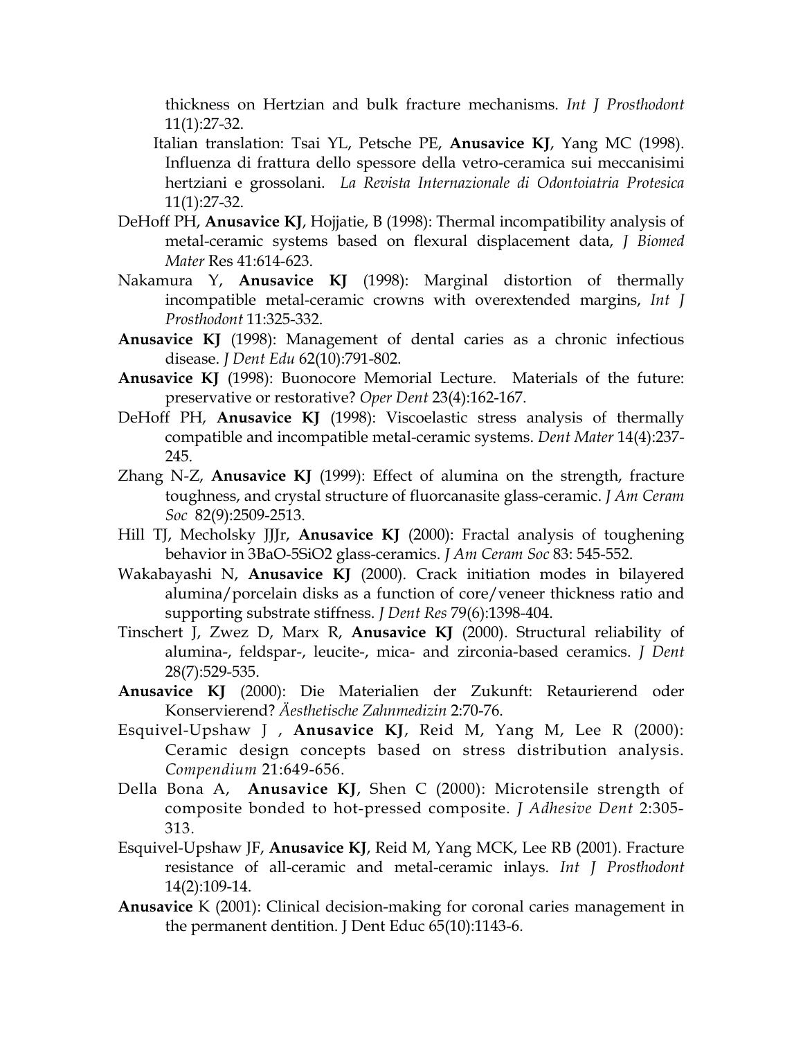thickness on Hertzian and bulk fracture mechanisms. *Int J Prosthodont* 11(1):27-32.

Italian translation: Tsai YL, Petsche PE, **Anusavice KJ**, Yang MC (1998). Influenza di frattura dello spessore della vetro-ceramica sui meccanisimi hertziani e grossolani. *La Revista Internazionale di Odontoiatria Protesica* 11(1):27-32.

DeHoff PH, **Anusavice KJ**, Hojjatie, B (1998): Thermal incompatibility analysis of metal-ceramic systems based on flexural displacement data, *J Biomed Mater* Res 41:614-623.

Nakamura Y, **Anusavice KJ** (1998): Marginal distortion of thermally incompatible metal-ceramic crowns with overextended margins, *Int J Prosthodont* 11:325-332.

**Anusavice KJ** (1998): Management of dental caries as a chronic infectious disease. *J Dent Edu* 62(10):791-802.

**Anusavice KJ** (1998): Buonocore Memorial Lecture. Materials of the future: preservative or restorative? *Oper Dent* 23(4):162-167.

DeHoff PH, **Anusavice KJ** (1998): Viscoelastic stress analysis of thermally compatible and incompatible metal-ceramic systems. *Dent Mater* 14(4):237-245.

Zhang N-Z, **Anusavice KJ** (1999): Effect of alumina on the strength, fracture toughness, and crystal structure of fluorcanasite glass-ceramic. *J Am Ceram Soc* 82(9):2509-2513.

Hill TJ, Mecholsky JJJr, **Anusavice KJ** (2000): Fractal analysis of toughening behavior in 3BaO-5SiO2 glass-ceramics. *J Am Ceram Soc* 83: 545-552.

Wakabayashi N, **Anusavice KJ** (2000). Crack initiation modes in bilayered alumina/porcelain disks as a function of core/veneer thickness ratio and supporting substrate stiffness. *J Dent Res* 79(6):1398-404.

Tinschert J, Zwez D, Marx R, **Anusavice KJ** (2000). Structural reliability of alumina-, feldspar-, leucite-, mica- and zirconia-based ceramics. *J Dent* 28(7):529-535.

**Anusavice KJ** (2000): Die Materialien der Zukunft: Retaurierend oder Konservierend? *Äesthetische Zahnmedizin* 2:70-76.

Esquivel-Upshaw J , **Anusavice KJ**, Reid M, Yang M, Lee R (2000): Ceramic design concepts based on stress distribution analysis. *Compendium* 21:649-656.

Della Bona A, **Anusavice KJ**, Shen C (2000): Microtensile strength of composite bonded to hot-pressed composite. *J Adhesive Dent* 2:305-313.

Esquivel-Upshaw JF, **Anusavice KJ**, Reid M, Yang MCK, Lee RB (2001). Fracture resistance of all-ceramic and metal-ceramic inlays. *Int J Prosthodont* 14(2):109-14.

**Anusavice** K (2001): Clinical decision-making for coronal caries management in the permanent dentition. J Dent Educ 65(10):1143-6.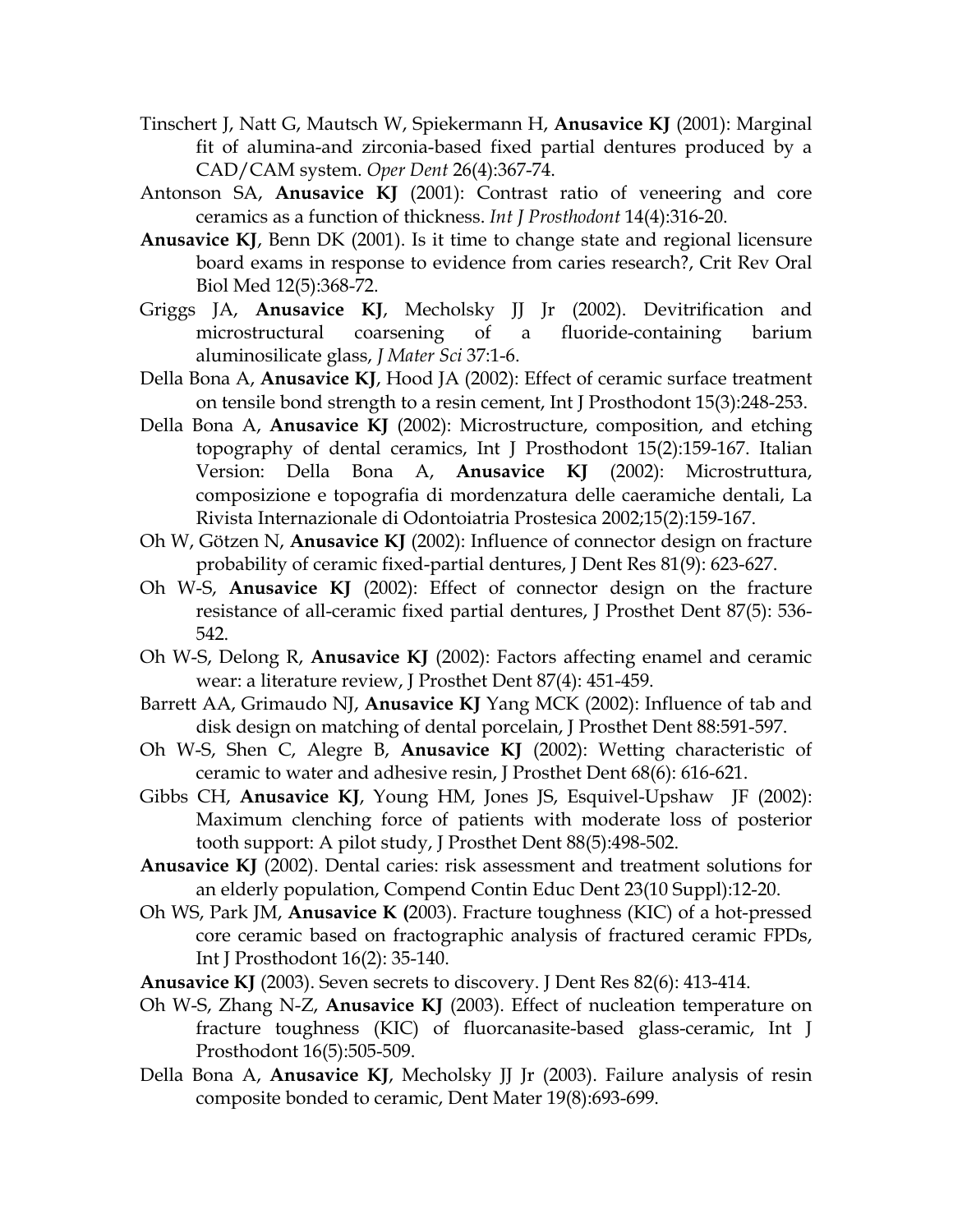Tinschert J, Natt G, Mautsch W, Spiekermann H, **Anusavice KJ** (2001): Marginal fit of alumina-and zirconia-based fixed partial dentures produced by a CAD/CAM system. *Oper Dent* 26(4):367-74.

Antonson SA, **Anusavice KJ** (2001): Contrast ratio of veneering and core ceramics as a function of thickness. *Int J Prosthodont* 14(4):316-20.

**Anusavice KJ**, Benn DK (2001). Is it time to change state and regional licensure board exams in response to evidence from caries research?, Crit Rev Oral Biol Med 12(5):368-72.

Griggs JA, **Anusavice KJ**, Mecholsky JJ Jr (2002). Devitrification and microstructural coarsening of a fluoride-containing barium aluminosilicate glass, *J Mater Sci* 37:1-6.

Della Bona A, **Anusavice KJ**, Hood JA (2002): Effect of ceramic surface treatment on tensile bond strength to a resin cement, Int J Prosthodont 15(3):248-253.

Della Bona A, **Anusavice KJ** (2002): Microstructure, composition, and etching topography of dental ceramics, Int J Prosthodont 15(2):159-167. Italian Version: Della Bona A, **Anusavice KJ** (2002): Microstruttura, composizione e topografia di mordenzatura delle caeramiche dentali, La Rivista Internazionale di Odontoiatria Prostesica 2002;15(2):159-167.

Oh W, Götzen N, **Anusavice KJ** (2002): Influence of connector design on fracture probability of ceramic fixed-partial dentures, J Dent Res 81(9): 623-627.

Oh W-S, **Anusavice KJ** (2002): Effect of connector design on the fracture resistance of all-ceramic fixed partial dentures, J Prosthet Dent 87(5): 536-542.

Oh W-S, Delong R, **Anusavice KJ** (2002): Factors affecting enamel and ceramic wear: a literature review, J Prosthet Dent 87(4): 451-459.

Barrett AA, Grimaudo NJ, **Anusavice KJ** Yang MCK (2002): Influence of tab and disk design on matching of dental porcelain, J Prosthet Dent 88:591-597.

Oh W-S, Shen C, Alegre B, **Anusavice KJ** (2002): Wetting characteristic of ceramic to water and adhesive resin, J Prosthet Dent 68(6): 616-621.

Gibbs CH, **Anusavice KJ**, Young HM, Jones JS, Esquivel-Upshaw JF (2002): Maximum clenching force of patients with moderate loss of posterior tooth support: A pilot study, J Prosthet Dent 88(5):498-502.

**Anusavice KJ** (2002). Dental caries: risk assessment and treatment solutions for an elderly population, Compend Contin Educ Dent 23(10 Suppl):12-20.

Oh WS, Park JM, **Anusavice K (**2003). Fracture toughness (KIC) of a hot-pressed core ceramic based on fractographic analysis of fractured ceramic FPDs, Int J Prosthodont 16(2): 35-140.

**Anusavice KJ** (2003). Seven secrets to discovery. J Dent Res 82(6): 413-414.

Oh W-S, Zhang N-Z, **Anusavice KJ** (2003). Effect of nucleation temperature on fracture toughness (KIC) of fluorcanasite-based glass-ceramic, Int J Prosthodont 16(5):505-509.

Della Bona A, **Anusavice KJ**, Mecholsky JJ Jr (2003). Failure analysis of resin composite bonded to ceramic, Dent Mater 19(8):693-699.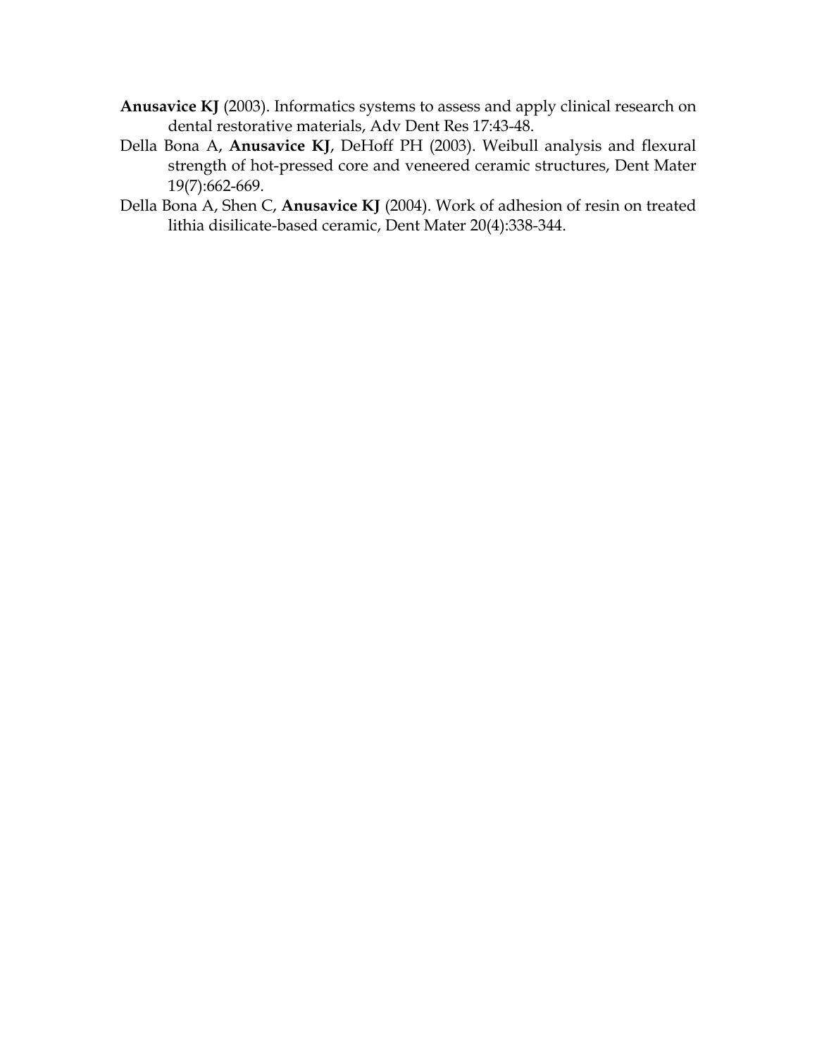**Anusavice KJ** (2003). Informatics systems to assess and apply clinical research on dental restorative materials, Adv Dent Res 17:43-48.

Della Bona A, **Anusavice KJ**, DeHoff PH (2003). Weibull analysis and flexural strength of hot-pressed core and veneered ceramic structures, Dent Mater 19(7):662-669.

Della Bona A, Shen C, **Anusavice KJ** (2004). Work of adhesion of resin on treated lithia disilicate-based ceramic, Dent Mater 20(4):338-344.